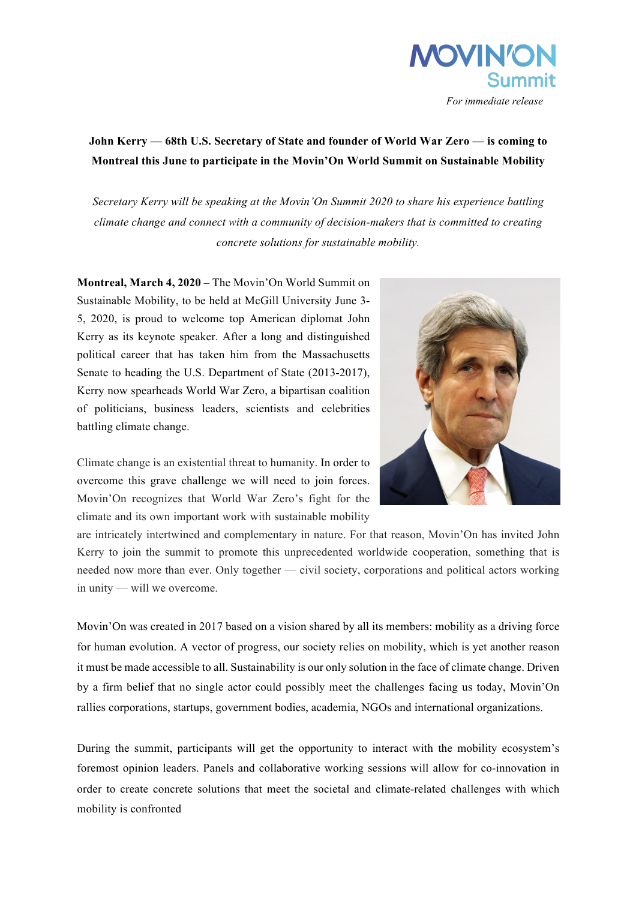MOVIN'ON Summit

*For immediate release*

**John Kerry — 68th U.S. Secretary of State and founder of World War Zero — is coming to Montreal this June to participate in the Movin'On World Summit on Sustainable Mobility**

*Secretary Kerry will be speaking at the Movin'On Summit 2020 to share his experience battling climate change and connect with a community of decision-makers that is committed to creating concrete solutions for sustainable mobility.*

**Montreal, March 4, 2020** – The Movin'On World Summit on Sustainable Mobility, to be held at McGill University June 3-5, 2020, is proud to welcome top American diplomat John Kerry as its keynote speaker. After a long and distinguished political career that has taken him from the Massachusetts Senate to heading the U.S. Department of State (2013-2017), Kerry now spearheads World War Zero, a bipartisan coalition of politicians, business leaders, scientists and celebrities battling climate change.

Climate change is an existential threat to humanity. In order to overcome this grave challenge we will need to join forces. Movin'On recognizes that World War Zero's fight for the climate and its own important work with sustainable mobility are intricately intertwined and complementary in nature. For that reason, Movin'On has invited John Kerry to join the summit to promote this unprecedented worldwide cooperation, something that is needed now more than ever. Only together — civil society, corporations and political actors working in unity — will we overcome.

Movin'On was created in 2017 based on a vision shared by all its members: mobility as a driving force for human evolution. A vector of progress, our society relies on mobility, which is yet another reason it must be made accessible to all. Sustainability is our only solution in the face of climate change. Driven by a firm belief that no single actor could possibly meet the challenges facing us today, Movin'On rallies corporations, startups, government bodies, academia, NGOs and international organizations.

During the summit, participants will get the opportunity to interact with the mobility ecosystem's foremost opinion leaders. Panels and collaborative working sessions will allow for co-innovation in order to create concrete solutions that meet the societal and climate-related challenges with which mobility is confronted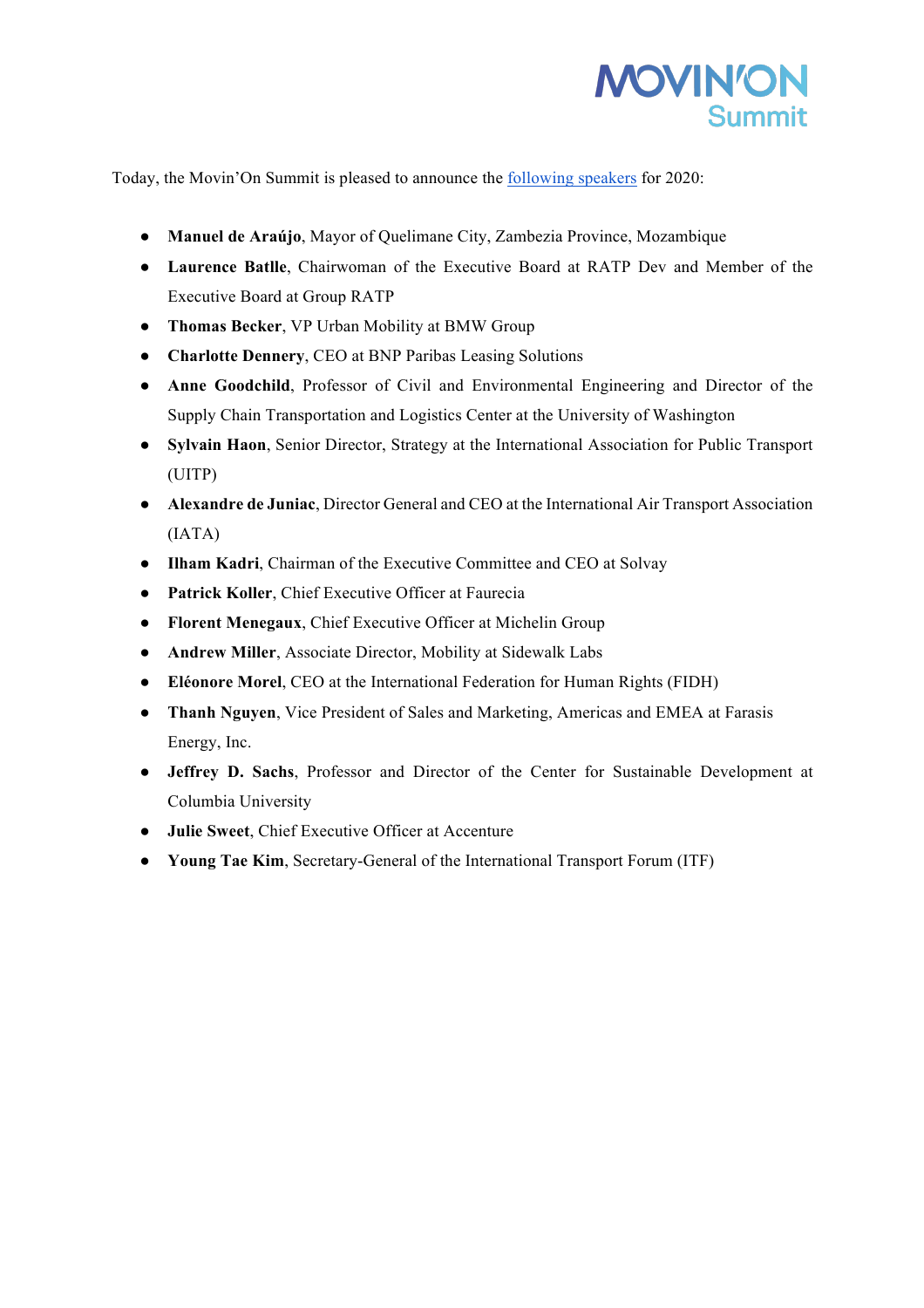Today, the Movin'On Summit is pleased to announce the [following speakers]() for 2020:

- **Manuel de Araújo**, Mayor of Quelimane City, Zambezia Province, Mozambique
- **Laurence Batlle**, Chairwoman of the Executive Board at RATP Dev and Member of the Executive Board at Group RATP
- **Thomas Becker**, VP Urban Mobility at BMW Group
- **Charlotte Dennery**, CEO at BNP Paribas Leasing Solutions
- **Anne Goodchild**, Professor of Civil and Environmental Engineering and Director of the Supply Chain Transportation and Logistics Center at the University of Washington
- **Sylvain Haon**, Senior Director, Strategy at the International Association for Public Transport (UITP)
- **Alexandre de Juniac**, Director General and CEO at the International Air Transport Association (IATA)
- **Ilham Kadri**, Chairman of the Executive Committee and CEO at Solvay
- **Patrick Koller**, Chief Executive Officer at Faurecia
- **Florent Menegaux**, Chief Executive Officer at Michelin Group
- **Andrew Miller**, Associate Director, Mobility at Sidewalk Labs
- **Eléonore Morel**, CEO at the International Federation for Human Rights (FIDH)
- **Thanh Nguyen**, Vice President of Sales and Marketing, Americas and EMEA at Farasis Energy, Inc.
- **Jeffrey D. Sachs**, Professor and Director of the Center for Sustainable Development at Columbia University
- **Julie Sweet**, Chief Executive Officer at Accenture
- **Young Tae Kim**, Secretary-General of the International Transport Forum (ITF)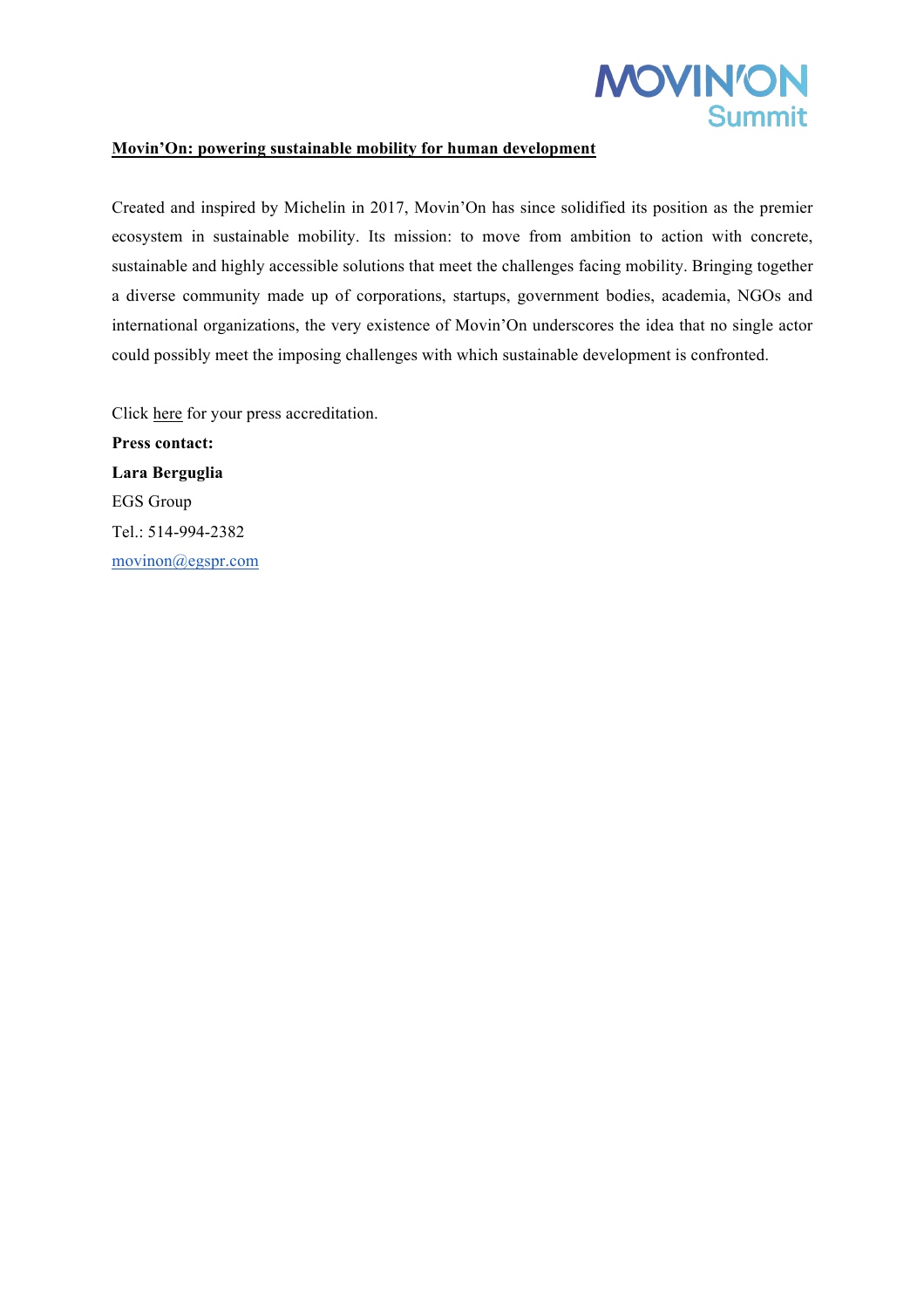**Movin'On: powering sustainable mobility for human development**

Created and inspired by Michelin in 2017, Movin'On has since solidified its position as the premier ecosystem in sustainable mobility. Its mission: to move from ambition to action with concrete, sustainable and highly accessible solutions that meet the challenges facing mobility. Bringing together a diverse community made up of corporations, startups, government bodies, academia, NGOs and international organizations, the very existence of Movin'On underscores the idea that no single actor could possibly meet the imposing challenges with which sustainable development is confronted.

Click here for your press accreditation.

**Press contact:**

**Lara Berguglia**

EGS Group

Tel.: 514-994-2382

movinon@egspr.com